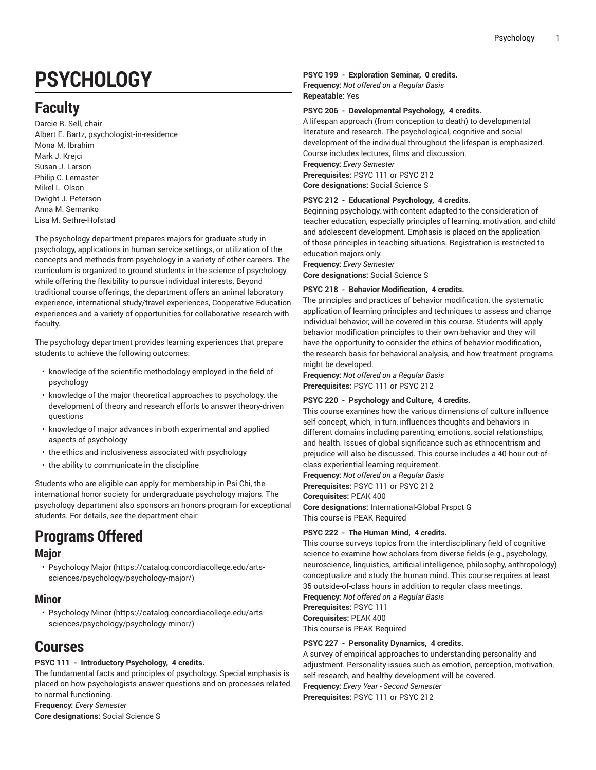# PSYCHOLOGY

## Faculty

Darcie R. Sell, chair
Albert E. Bartz, psychologist-in-residence
Mona M. Ibrahim
Mark J. Krejci
Susan J. Larson
Philip C. Lemaster
Mikel L. Olson
Dwight J. Peterson
Anna M. Semanko
Lisa M. Sethre-Hofstad

The psychology department prepares majors for graduate study in psychology, applications in human service settings, or utilization of the concepts and methods from psychology in a variety of other careers. The curriculum is organized to ground students in the science of psychology while offering the flexibility to pursue individual interests. Beyond traditional course offerings, the department offers an animal laboratory experience, international study/travel experiences, Cooperative Education experiences and a variety of opportunities for collaborative research with faculty.

The psychology department provides learning experiences that prepare students to achieve the following outcomes:

- knowledge of the scientific methodology employed in the field of psychology
- knowledge of the major theoretical approaches to psychology, the development of theory and research efforts to answer theory-driven questions
- knowledge of major advances in both experimental and applied aspects of psychology
- the ethics and inclusiveness associated with psychology
- the ability to communicate in the discipline

Students who are eligible can apply for membership in Psi Chi, the international honor society for undergraduate psychology majors. The psychology department also sponsors an honors program for exceptional students. For details, see the department chair.

## Programs Offered

### Major

- Psychology Major (https://catalog.concordiacollege.edu/arts-sciences/psychology/psychology-major/)

### Minor

- Psychology Minor (https://catalog.concordiacollege.edu/arts-sciences/psychology/psychology-minor/)

## Courses

**PSYC 111 - Introductory Psychology, 4 credits.**
The fundamental facts and principles of psychology. Special emphasis is placed on how psychologists answer questions and on processes related to normal functioning.
**Frequency:** *Every Semester*
**Core designations:** Social Science S

**PSYC 199 - Exploration Seminar, 0 credits.**
**Frequency:** *Not offered on a Regular Basis*
**Repeatable:** Yes

**PSYC 206 - Developmental Psychology, 4 credits.**
A lifespan approach (from conception to death) to developmental literature and research. The psychological, cognitive and social development of the individual throughout the lifespan is emphasized. Course includes lectures, films and discussion.
**Frequency:** *Every Semester*
**Prerequisites:** PSYC 111 or PSYC 212
**Core designations:** Social Science S

**PSYC 212 - Educational Psychology, 4 credits.**
Beginning psychology, with content adapted to the consideration of teacher education, especially principles of learning, motivation, and child and adolescent development. Emphasis is placed on the application of those principles in teaching situations. Registration is restricted to education majors only.
**Frequency:** *Every Semester*
**Core designations:** Social Science S

**PSYC 218 - Behavior Modification, 4 credits.**
The principles and practices of behavior modification, the systematic application of learning principles and techniques to assess and change individual behavior, will be covered in this course. Students will apply behavior modification principles to their own behavior and they will have the opportunity to consider the ethics of behavior modification, the research basis for behavioral analysis, and how treatment programs might be developed.
**Frequency:** *Not offered on a Regular Basis*
**Prerequisites:** PSYC 111 or PSYC 212

**PSYC 220 - Psychology and Culture, 4 credits.**
This course examines how the various dimensions of culture influence self-concept, which, in turn, influences thoughts and behaviors in different domains including parenting, emotions, social relationships, and health. Issues of global significance such as ethnocentrism and prejudice will also be discussed. This course includes a 40-hour out-of-class experiential learning requirement.
**Frequency:** *Not offered on a Regular Basis*
**Prerequisites:** PSYC 111 or PSYC 212
**Corequisites:** PEAK 400
**Core designations:** International-Global Prspct G
This course is PEAK Required

**PSYC 222 - The Human Mind, 4 credits.**
This course surveys topics from the interdisciplinary field of cognitive science to examine how scholars from diverse fields (e.g., psychology, neuroscience, linguistics, artificial intelligence, philosophy, anthropology) conceptualize and study the human mind. This course requires at least 35 outside-of-class hours in addition to regular class meetings.
**Frequency:** *Not offered on a Regular Basis*
**Prerequisites:** PSYC 111
**Corequisites:** PEAK 400
This course is PEAK Required

**PSYC 227 - Personality Dynamics, 4 credits.**
A survey of empirical approaches to understanding personality and adjustment. Personality issues such as emotion, perception, motivation, self-research, and healthy development will be covered.
**Frequency:** *Every Year - Second Semester*
**Prerequisites:** PSYC 111 or PSYC 212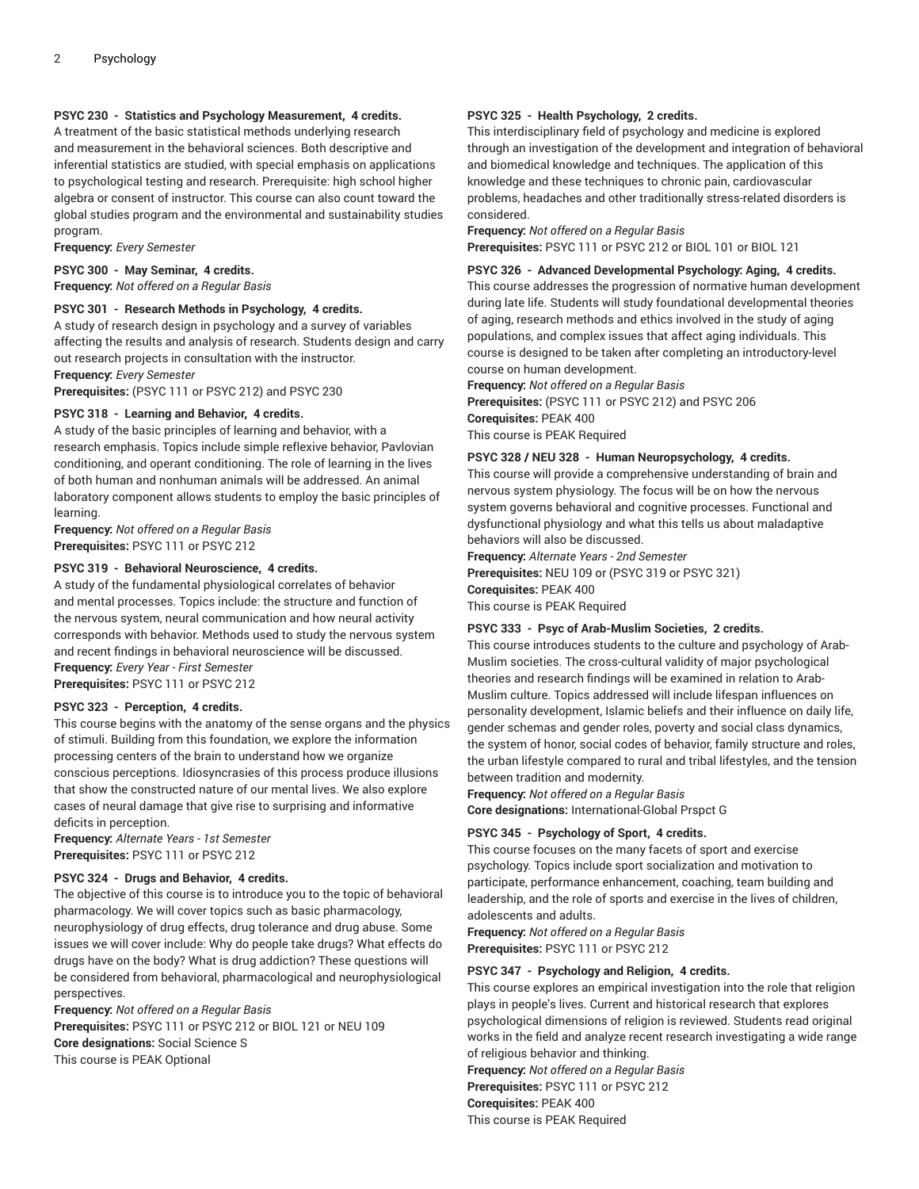#### PSYC 230 - Statistics and Psychology Measurement, 4 credits.

A treatment of the basic statistical methods underlying research and measurement in the behavioral sciences. Both descriptive and inferential statistics are studied, with special emphasis on applications to psychological testing and research. Prerequisite: high school higher algebra or consent of instructor. This course can also count toward the global studies program and the environmental and sustainability studies program.

**Frequency:** *Every Semester*

#### PSYC 300 - May Seminar, 4 credits.

**Frequency:** *Not offered on a Regular Basis*

#### PSYC 301 - Research Methods in Psychology, 4 credits.

A study of research design in psychology and a survey of variables affecting the results and analysis of research. Students design and carry out research projects in consultation with the instructor.

**Frequency:** *Every Semester*

**Prerequisites:** (PSYC 111 or PSYC 212) and PSYC 230

#### PSYC 318 - Learning and Behavior, 4 credits.

A study of the basic principles of learning and behavior, with a research emphasis. Topics include simple reflexive behavior, Pavlovian conditioning, and operant conditioning. The role of learning in the lives of both human and nonhuman animals will be addressed. An animal laboratory component allows students to employ the basic principles of learning.

**Frequency:** *Not offered on a Regular Basis*

**Prerequisites:** PSYC 111 or PSYC 212

#### PSYC 319 - Behavioral Neuroscience, 4 credits.

A study of the fundamental physiological correlates of behavior and mental processes. Topics include: the structure and function of the nervous system, neural communication and how neural activity corresponds with behavior. Methods used to study the nervous system and recent findings in behavioral neuroscience will be discussed.

**Frequency:** *Every Year - First Semester*

**Prerequisites:** PSYC 111 or PSYC 212

#### PSYC 323 - Perception, 4 credits.

This course begins with the anatomy of the sense organs and the physics of stimuli. Building from this foundation, we explore the information processing centers of the brain to understand how we organize conscious perceptions. Idiosyncrasies of this process produce illusions that show the constructed nature of our mental lives. We also explore cases of neural damage that give rise to surprising and informative deficits in perception.

**Frequency:** *Alternate Years - 1st Semester*

**Prerequisites:** PSYC 111 or PSYC 212

#### PSYC 324 - Drugs and Behavior, 4 credits.

The objective of this course is to introduce you to the topic of behavioral pharmacology. We will cover topics such as basic pharmacology, neurophysiology of drug effects, drug tolerance and drug abuse. Some issues we will cover include: Why do people take drugs? What effects do drugs have on the body? What is drug addiction? These questions will be considered from behavioral, pharmacological and neurophysiological perspectives.

**Frequency:** *Not offered on a Regular Basis*

**Prerequisites:** PSYC 111 or PSYC 212 or BIOL 121 or NEU 109

**Core designations:** Social Science S

This course is PEAK Optional

#### PSYC 325 - Health Psychology, 2 credits.

This interdisciplinary field of psychology and medicine is explored through an investigation of the development and integration of behavioral and biomedical knowledge and techniques. The application of this knowledge and these techniques to chronic pain, cardiovascular problems, headaches and other traditionally stress-related disorders is considered.

**Frequency:** *Not offered on a Regular Basis*

**Prerequisites:** PSYC 111 or PSYC 212 or BIOL 101 or BIOL 121

#### PSYC 326 - Advanced Developmental Psychology: Aging, 4 credits.

This course addresses the progression of normative human development during late life. Students will study foundational developmental theories of aging, research methods and ethics involved in the study of aging populations, and complex issues that affect aging individuals. This course is designed to be taken after completing an introductory-level course on human development.

**Frequency:** *Not offered on a Regular Basis*

**Prerequisites:** (PSYC 111 or PSYC 212) and PSYC 206

**Corequisites:** PEAK 400

This course is PEAK Required

#### PSYC 328 / NEU 328 - Human Neuropsychology, 4 credits.

This course will provide a comprehensive understanding of brain and nervous system physiology. The focus will be on how the nervous system governs behavioral and cognitive processes. Functional and dysfunctional physiology and what this tells us about maladaptive behaviors will also be discussed.

**Frequency:** *Alternate Years - 2nd Semester*

**Prerequisites:** NEU 109 or (PSYC 319 or PSYC 321)

**Corequisites:** PEAK 400

This course is PEAK Required

#### PSYC 333 - Psyc of Arab-Muslim Societies, 2 credits.

This course introduces students to the culture and psychology of Arab-Muslim societies. The cross-cultural validity of major psychological theories and research findings will be examined in relation to Arab-Muslim culture. Topics addressed will include lifespan influences on personality development, Islamic beliefs and their influence on daily life, gender schemas and gender roles, poverty and social class dynamics, the system of honor, social codes of behavior, family structure and roles, the urban lifestyle compared to rural and tribal lifestyles, and the tension between tradition and modernity.

**Frequency:** *Not offered on a Regular Basis*

**Core designations:** International-Global Prspct G

#### PSYC 345 - Psychology of Sport, 4 credits.

This course focuses on the many facets of sport and exercise psychology. Topics include sport socialization and motivation to participate, performance enhancement, coaching, team building and leadership, and the role of sports and exercise in the lives of children, adolescents and adults.

**Frequency:** *Not offered on a Regular Basis*

**Prerequisites:** PSYC 111 or PSYC 212

#### PSYC 347 - Psychology and Religion, 4 credits.

This course explores an empirical investigation into the role that religion plays in people's lives. Current and historical research that explores psychological dimensions of religion is reviewed. Students read original works in the field and analyze recent research investigating a wide range of religious behavior and thinking.

**Frequency:** *Not offered on a Regular Basis*

**Prerequisites:** PSYC 111 or PSYC 212

**Corequisites:** PEAK 400

This course is PEAK Required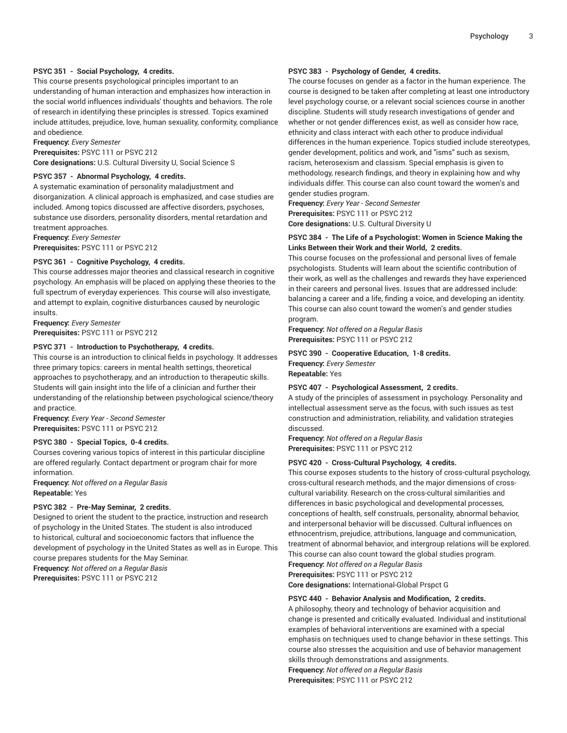**PSYC 351 - Social Psychology, 4 credits.**

This course presents psychological principles important to an understanding of human interaction and emphasizes how interaction in the social world influences individuals' thoughts and behaviors. The role of research in identifying these principles is stressed. Topics examined include attitudes, prejudice, love, human sexuality, conformity, compliance and obedience.

**Frequency:** *Every Semester*
**Prerequisites:** PSYC 111 or PSYC 212
**Core designations:** U.S. Cultural Diversity U, Social Science S

**PSYC 357 - Abnormal Psychology, 4 credits.**

A systematic examination of personality maladjustment and disorganization. A clinical approach is emphasized, and case studies are included. Among topics discussed are affective disorders, psychoses, substance use disorders, personality disorders, mental retardation and treatment approaches.

**Frequency:** *Every Semester*
**Prerequisites:** PSYC 111 or PSYC 212

**PSYC 361 - Cognitive Psychology, 4 credits.**

This course addresses major theories and classical research in cognitive psychology. An emphasis will be placed on applying these theories to the full spectrum of everyday experiences. This course will also investigate, and attempt to explain, cognitive disturbances caused by neurologic insults.

**Frequency:** *Every Semester*
**Prerequisites:** PSYC 111 or PSYC 212

**PSYC 371 - Introduction to Psychotherapy, 4 credits.**

This course is an introduction to clinical fields in psychology. It addresses three primary topics: careers in mental health settings, theoretical approaches to psychotherapy, and an introduction to therapeutic skills. Students will gain insight into the life of a clinician and further their understanding of the relationship between psychological science/theory and practice.

**Frequency:** *Every Year - Second Semester*
**Prerequisites:** PSYC 111 or PSYC 212

**PSYC 380 - Special Topics, 0-4 credits.**

Courses covering various topics of interest in this particular discipline are offered regularly. Contact department or program chair for more information.

**Frequency:** *Not offered on a Regular Basis*
**Repeatable:** Yes

**PSYC 382 - Pre-May Seminar, 2 credits.**

Designed to orient the student to the practice, instruction and research of psychology in the United States. The student is also introduced to historical, cultural and socioeconomic factors that influence the development of psychology in the United States as well as in Europe. This course prepares students for the May Seminar.

**Frequency:** *Not offered on a Regular Basis*
**Prerequisites:** PSYC 111 or PSYC 212

**PSYC 383 - Psychology of Gender, 4 credits.**

The course focuses on gender as a factor in the human experience. The course is designed to be taken after completing at least one introductory level psychology course, or a relevant social sciences course in another discipline. Students will study research investigations of gender and whether or not gender differences exist, as well as consider how race, ethnicity and class interact with each other to produce individual differences in the human experience. Topics studied include stereotypes, gender development, politics and work, and "isms" such as sexism, racism, heterosexism and classism. Special emphasis is given to methodology, research findings, and theory in explaining how and why individuals differ. This course can also count toward the women's and gender studies program.

**Frequency:** *Every Year - Second Semester*
**Prerequisites:** PSYC 111 or PSYC 212
**Core designations:** U.S. Cultural Diversity U

**PSYC 384 - The Life of a Psychologist: Women in Science Making the Links Between their Work and their World, 2 credits.**

This course focuses on the professional and personal lives of female psychologists. Students will learn about the scientific contribution of their work, as well as the challenges and rewards they have experienced in their careers and personal lives. Issues that are addressed include: balancing a career and a life, finding a voice, and developing an identity. This course can also count toward the women's and gender studies program.

**Frequency:** *Not offered on a Regular Basis*
**Prerequisites:** PSYC 111 or PSYC 212

**PSYC 390 - Cooperative Education, 1-8 credits.**

**Frequency:** *Every Semester*
**Repeatable:** Yes

**PSYC 407 - Psychological Assessment, 2 credits.**

A study of the principles of assessment in psychology. Personality and intellectual assessment serve as the focus, with such issues as test construction and administration, reliability, and validation strategies discussed.

**Frequency:** *Not offered on a Regular Basis*
**Prerequisites:** PSYC 111 or PSYC 212

**PSYC 420 - Cross-Cultural Psychology, 4 credits.**

This course exposes students to the history of cross-cultural psychology, cross-cultural research methods, and the major dimensions of cross-cultural variability. Research on the cross-cultural similarities and differences in basic psychological and developmental processes, conceptions of health, self construals, personality, abnormal behavior, and interpersonal behavior will be discussed. Cultural influences on ethnocentrism, prejudice, attributions, language and communication, treatment of abnormal behavior, and intergroup relations will be explored. This course can also count toward the global studies program.

**Frequency:** *Not offered on a Regular Basis*
**Prerequisites:** PSYC 111 or PSYC 212
**Core designations:** International-Global Prspct G

**PSYC 440 - Behavior Analysis and Modification, 2 credits.**

A philosophy, theory and technology of behavior acquisition and change is presented and critically evaluated. Individual and institutional examples of behavioral interventions are examined with a special emphasis on techniques used to change behavior in these settings. This course also stresses the acquisition and use of behavior management skills through demonstrations and assignments.

**Frequency:** *Not offered on a Regular Basis*
**Prerequisites:** PSYC 111 or PSYC 212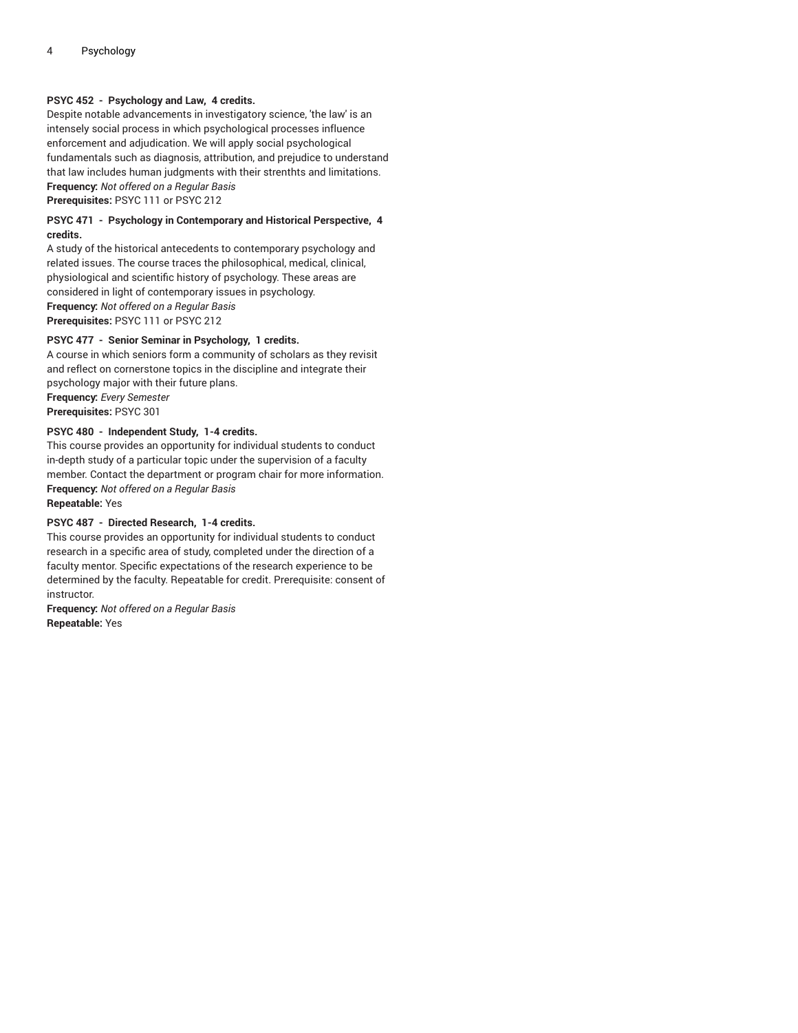**PSYC 452 - Psychology and Law, 4 credits.**
Despite notable advancements in investigatory science, 'the law' is an intensely social process in which psychological processes influence enforcement and adjudication. We will apply social psychological fundamentals such as diagnosis, attribution, and prejudice to understand that law includes human judgments with their strenthts and limitations.
**Frequency:** *Not offered on a Regular Basis*
**Prerequisites:** PSYC 111 or PSYC 212

**PSYC 471 - Psychology in Contemporary and Historical Perspective, 4 credits.**
A study of the historical antecedents to contemporary psychology and related issues. The course traces the philosophical, medical, clinical, physiological and scientific history of psychology. These areas are considered in light of contemporary issues in psychology.
**Frequency:** *Not offered on a Regular Basis*
**Prerequisites:** PSYC 111 or PSYC 212

**PSYC 477 - Senior Seminar in Psychology, 1 credits.**
A course in which seniors form a community of scholars as they revisit and reflect on cornerstone topics in the discipline and integrate their psychology major with their future plans.
**Frequency:** *Every Semester*
**Prerequisites:** PSYC 301

**PSYC 480 - Independent Study, 1-4 credits.**
This course provides an opportunity for individual students to conduct in-depth study of a particular topic under the supervision of a faculty member. Contact the department or program chair for more information.
**Frequency:** *Not offered on a Regular Basis*
**Repeatable:** Yes

**PSYC 487 - Directed Research, 1-4 credits.**
This course provides an opportunity for individual students to conduct research in a specific area of study, completed under the direction of a faculty mentor. Specific expectations of the research experience to be determined by the faculty. Repeatable for credit. Prerequisite: consent of instructor.
**Frequency:** *Not offered on a Regular Basis*
**Repeatable:** Yes